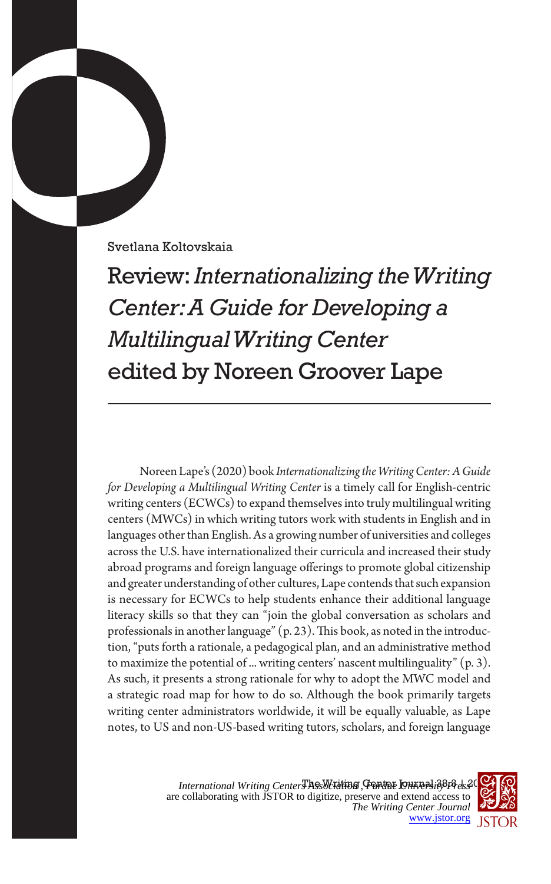Svetlana Koltovskaia

# Review: *Internationalizing the Writing Center: A Guide for Developing a Multilingual Writing Center* edited by Noreen Groover Lape

Noreen Lape's (2020) book *Internationalizing the Writing Center: A Guide for Developing a Multilingual Writing Center* is a timely call for English-centric writing centers (ECWCs) to expand themselves into truly multilingual writing centers (MWCs) in which writing tutors work with students in English and in languages other than English. As a growing number of universities and colleges across the U.S. have internationalized their curricula and increased their study abroad programs and foreign language offerings to promote global citizenship and greater understanding of other cultures, Lape contends that such expansion is necessary for ECWCs to help students enhance their additional language literacy skills so that they can "join the global conversation as scholars and professionals in another language" (p. 23). This book, as noted in the introduction, "puts forth a rationale, a pedagogical plan, and an administrative method to maximize the potential of ... writing centers' nascent multilinguality" (p. 3). As such, it presents a strong rationale for why to adopt the MWC model and a strategic road map for how to do so. Although the book primarily targets writing center administrators worldwide, it will be equally valuable, as Lape notes, to US and non-US-based writing tutors, scholars, and foreign language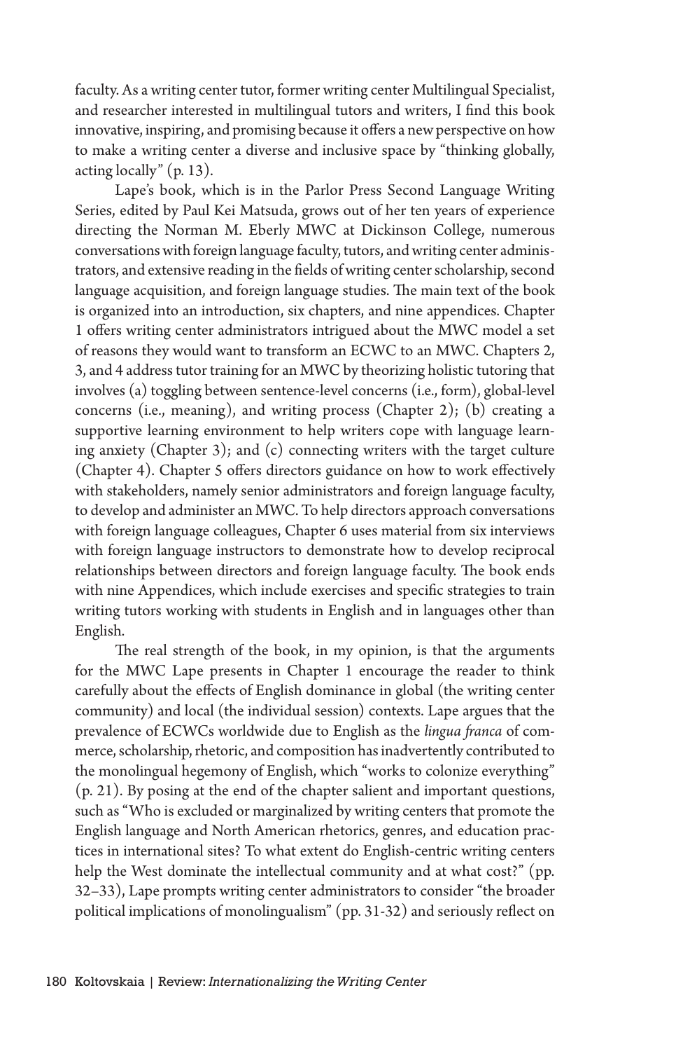faculty. As a writing center tutor, former writing center Multilingual Specialist, and researcher interested in multilingual tutors and writers, I find this book innovative, inspiring, and promising because it offers a new perspective on how to make a writing center a diverse and inclusive space by "thinking globally, acting locally" (p. 13).

Lape's book, which is in the Parlor Press Second Language Writing Series, edited by Paul Kei Matsuda, grows out of her ten years of experience directing the Norman M. Eberly MWC at Dickinson College, numerous conversations with foreign language faculty, tutors, and writing center administrators, and extensive reading in the fields of writing center scholarship, second language acquisition, and foreign language studies. The main text of the book is organized into an introduction, six chapters, and nine appendices. Chapter 1 offers writing center administrators intrigued about the MWC model a set of reasons they would want to transform an ECWC to an MWC. Chapters 2, 3, and 4 address tutor training for an MWC by theorizing holistic tutoring that involves (a) toggling between sentence-level concerns (i.e., form), global-level concerns (i.e., meaning), and writing process (Chapter 2); (b) creating a supportive learning environment to help writers cope with language learning anxiety (Chapter 3); and (c) connecting writers with the target culture (Chapter 4). Chapter 5 offers directors guidance on how to work effectively with stakeholders, namely senior administrators and foreign language faculty, to develop and administer an MWC. To help directors approach conversations with foreign language colleagues, Chapter 6 uses material from six interviews with foreign language instructors to demonstrate how to develop reciprocal relationships between directors and foreign language faculty. The book ends with nine Appendices, which include exercises and specific strategies to train writing tutors working with students in English and in languages other than English.

The real strength of the book, in my opinion, is that the arguments for the MWC Lape presents in Chapter 1 encourage the reader to think carefully about the effects of English dominance in global (the writing center community) and local (the individual session) contexts. Lape argues that the prevalence of ECWCs worldwide due to English as the *lingua franca* of commerce, scholarship, rhetoric, and composition has inadvertently contributed to the monolingual hegemony of English, which "works to colonize everything" (p. 21). By posing at the end of the chapter salient and important questions, such as "Who is excluded or marginalized by writing centers that promote the English language and North American rhetorics, genres, and education practices in international sites? To what extent do English-centric writing centers help the West dominate the intellectual community and at what cost?" (pp. 32–33), Lape prompts writing center administrators to consider "the broader political implications of monolingualism" (pp. 31-32) and seriously reflect on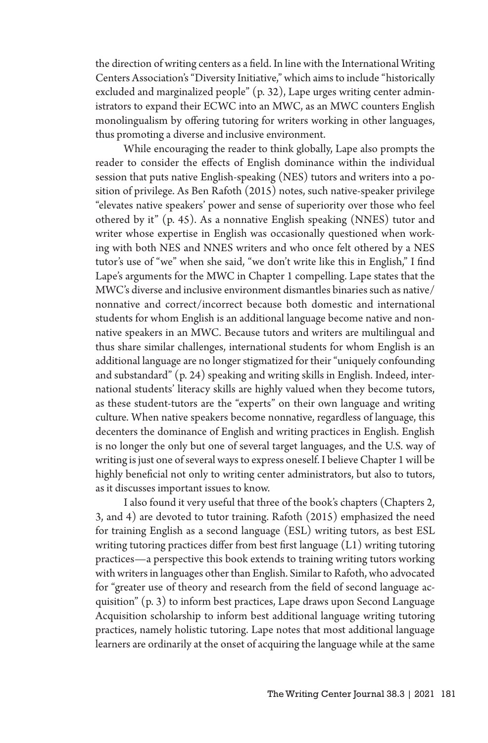the direction of writing centers as a field. In line with the International Writing Centers Association's "Diversity Initiative," which aims to include "historically excluded and marginalized people" (p. 32), Lape urges writing center administrators to expand their ECWC into an MWC, as an MWC counters English monolingualism by offering tutoring for writers working in other languages, thus promoting a diverse and inclusive environment.

While encouraging the reader to think globally, Lape also prompts the reader to consider the effects of English dominance within the individual session that puts native English-speaking (NES) tutors and writers into a position of privilege. As Ben Rafoth (2015) notes, such native-speaker privilege "elevates native speakers' power and sense of superiority over those who feel othered by it" (p. 45). As a nonnative English speaking (NNES) tutor and writer whose expertise in English was occasionally questioned when working with both NES and NNES writers and who once felt othered by a NES tutor's use of "we" when she said, "we don't write like this in English," I find Lape's arguments for the MWC in Chapter 1 compelling. Lape states that the MWC's diverse and inclusive environment dismantles binaries such as native/nonnative and correct/incorrect because both domestic and international students for whom English is an additional language become native and nonnative speakers in an MWC. Because tutors and writers are multilingual and thus share similar challenges, international students for whom English is an additional language are no longer stigmatized for their "uniquely confounding and substandard" (p. 24) speaking and writing skills in English. Indeed, international students' literacy skills are highly valued when they become tutors, as these student-tutors are the "experts" on their own language and writing culture. When native speakers become nonnative, regardless of language, this decenters the dominance of English and writing practices in English. English is no longer the only but one of several target languages, and the U.S. way of writing is just one of several ways to express oneself. I believe Chapter 1 will be highly beneficial not only to writing center administrators, but also to tutors, as it discusses important issues to know.

I also found it very useful that three of the book's chapters (Chapters 2, 3, and 4) are devoted to tutor training. Rafoth (2015) emphasized the need for training English as a second language (ESL) writing tutors, as best ESL writing tutoring practices differ from best first language (L1) writing tutoring practices—a perspective this book extends to training writing tutors working with writers in languages other than English. Similar to Rafoth, who advocated for "greater use of theory and research from the field of second language acquisition" (p. 3) to inform best practices, Lape draws upon Second Language Acquisition scholarship to inform best additional language writing tutoring practices, namely holistic tutoring. Lape notes that most additional language learners are ordinarily at the onset of acquiring the language while at the same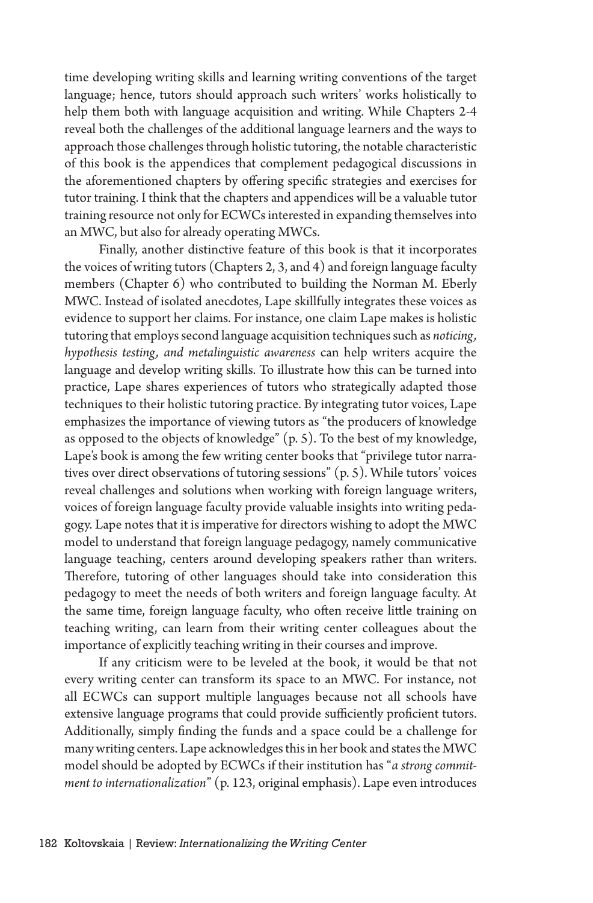time developing writing skills and learning writing conventions of the target language; hence, tutors should approach such writers' works holistically to help them both with language acquisition and writing. While Chapters 2-4 reveal both the challenges of the additional language learners and the ways to approach those challenges through holistic tutoring, the notable characteristic of this book is the appendices that complement pedagogical discussions in the aforementioned chapters by offering specific strategies and exercises for tutor training. I think that the chapters and appendices will be a valuable tutor training resource not only for ECWCs interested in expanding themselves into an MWC, but also for already operating MWCs.

Finally, another distinctive feature of this book is that it incorporates the voices of writing tutors (Chapters 2, 3, and 4) and foreign language faculty members (Chapter 6) who contributed to building the Norman M. Eberly MWC. Instead of isolated anecdotes, Lape skillfully integrates these voices as evidence to support her claims. For instance, one claim Lape makes is holistic tutoring that employs second language acquisition techniques such as *noticing, hypothesis testing, and metalinguistic awareness* can help writers acquire the language and develop writing skills. To illustrate how this can be turned into practice, Lape shares experiences of tutors who strategically adapted those techniques to their holistic tutoring practice. By integrating tutor voices, Lape emphasizes the importance of viewing tutors as "the producers of knowledge as opposed to the objects of knowledge" (p. 5). To the best of my knowledge, Lape's book is among the few writing center books that "privilege tutor narratives over direct observations of tutoring sessions" (p. 5). While tutors' voices reveal challenges and solutions when working with foreign language writers, voices of foreign language faculty provide valuable insights into writing pedagogy. Lape notes that it is imperative for directors wishing to adopt the MWC model to understand that foreign language pedagogy, namely communicative language teaching, centers around developing speakers rather than writers. Therefore, tutoring of other languages should take into consideration this pedagogy to meet the needs of both writers and foreign language faculty. At the same time, foreign language faculty, who often receive little training on teaching writing, can learn from their writing center colleagues about the importance of explicitly teaching writing in their courses and improve.

If any criticism were to be leveled at the book, it would be that not every writing center can transform its space to an MWC. For instance, not all ECWCs can support multiple languages because not all schools have extensive language programs that could provide sufficiently proficient tutors. Additionally, simply finding the funds and a space could be a challenge for many writing centers. Lape acknowledges this in her book and states the MWC model should be adopted by ECWCs if their institution has "*a strong commitment to internationalization*" (p. 123, original emphasis). Lape even introduces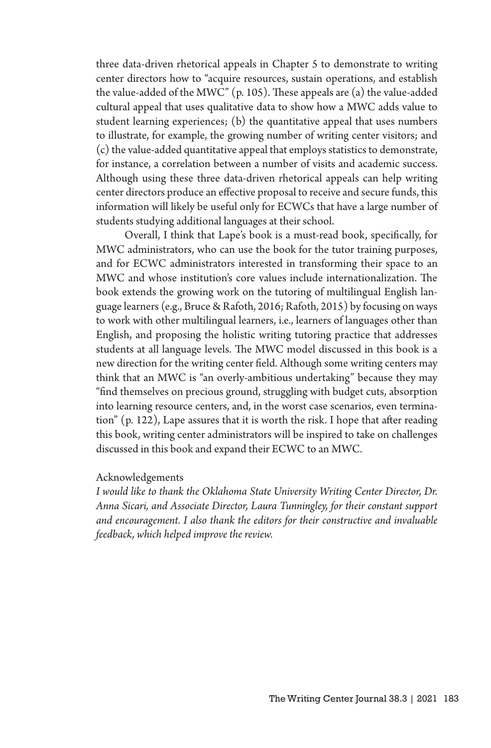three data-driven rhetorical appeals in Chapter 5 to demonstrate to writing center directors how to "acquire resources, sustain operations, and establish the value-added of the MWC" (p. 105). These appeals are (a) the value-added cultural appeal that uses qualitative data to show how a MWC adds value to student learning experiences; (b) the quantitative appeal that uses numbers to illustrate, for example, the growing number of writing center visitors; and (c) the value-added quantitative appeal that employs statistics to demonstrate, for instance, a correlation between a number of visits and academic success. Although using these three data-driven rhetorical appeals can help writing center directors produce an effective proposal to receive and secure funds, this information will likely be useful only for ECWCs that have a large number of students studying additional languages at their school.

Overall, I think that Lape's book is a must-read book, specifically, for MWC administrators, who can use the book for the tutor training purposes, and for ECWC administrators interested in transforming their space to an MWC and whose institution's core values include internationalization. The book extends the growing work on the tutoring of multilingual English language learners (e.g., Bruce & Rafoth, 2016; Rafoth, 2015) by focusing on ways to work with other multilingual learners, i.e., learners of languages other than English, and proposing the holistic writing tutoring practice that addresses students at all language levels. The MWC model discussed in this book is a new direction for the writing center field. Although some writing centers may think that an MWC is "an overly-ambitious undertaking" because they may "find themselves on precious ground, struggling with budget cuts, absorption into learning resource centers, and, in the worst case scenarios, even termination" (p. 122), Lape assures that it is worth the risk. I hope that after reading this book, writing center administrators will be inspired to take on challenges discussed in this book and expand their ECWC to an MWC.

Acknowledgements

*I would like to thank the Oklahoma State University Writing Center Director, Dr. Anna Sicari, and Associate Director, Laura Tunningley, for their constant support and encouragement. I also thank the editors for their constructive and invaluable feedback, which helped improve the review.*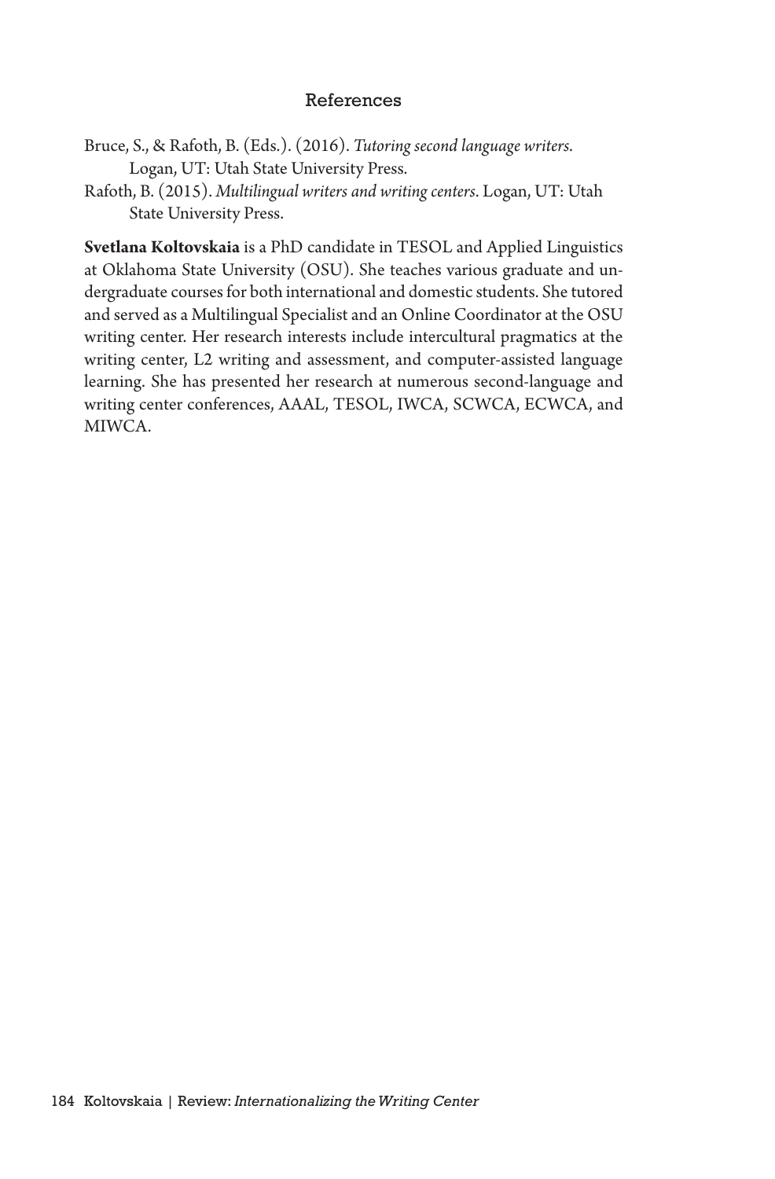## References

Bruce, S., & Rafoth, B. (Eds.). (2016). *Tutoring second language writers.* Logan, UT: Utah State University Press.

Rafoth, B. (2015). *Multilingual writers and writing centers*. Logan, UT: Utah State University Press.

**Svetlana Koltovskaia** is a PhD candidate in TESOL and Applied Linguistics at Oklahoma State University (OSU). She teaches various graduate and undergraduate courses for both international and domestic students. She tutored and served as a Multilingual Specialist and an Online Coordinator at the OSU writing center. Her research interests include intercultural pragmatics at the writing center, L2 writing and assessment, and computer-assisted language learning. She has presented her research at numerous second-language and writing center conferences, AAAL, TESOL, IWCA, SCWCA, ECWCA, and MIWCA.